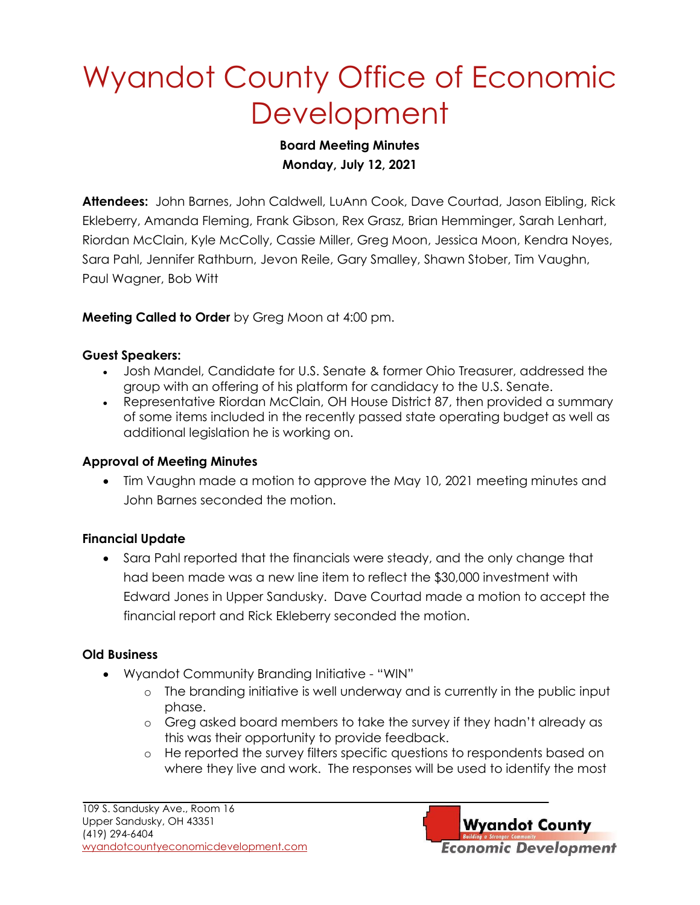# Wyandot County Office of Economic Development

**Board Meeting Minutes**
**Monday, July 12, 2021**

**Attendees:** John Barnes, John Caldwell, LuAnn Cook, Dave Courtad, Jason Eibling, Rick Ekleberry, Amanda Fleming, Frank Gibson, Rex Grasz, Brian Hemminger, Sarah Lenhart, Riordan McClain, Kyle McColly, Cassie Miller, Greg Moon, Jessica Moon, Kendra Noyes, Sara Pahl, Jennifer Rathburn, Jevon Reile, Gary Smalley, Shawn Stober, Tim Vaughn, Paul Wagner, Bob Witt

**Meeting Called to Order** by Greg Moon at 4:00 pm.

**Guest Speakers:**

- Josh Mandel, Candidate for U.S. Senate & former Ohio Treasurer, addressed the group with an offering of his platform for candidacy to the U.S. Senate.
- Representative Riordan McClain, OH House District 87, then provided a summary of some items included in the recently passed state operating budget as well as additional legislation he is working on.

**Approval of Meeting Minutes**

- Tim Vaughn made a motion to approve the May 10, 2021 meeting minutes and John Barnes seconded the motion.

**Financial Update**

- Sara Pahl reported that the financials were steady, and the only change that had been made was a new line item to reflect the $30,000 investment with Edward Jones in Upper Sandusky. Dave Courtad made a motion to accept the financial report and Rick Ekleberry seconded the motion.

**Old Business**

- Wyandot Community Branding Initiative - "WIN"
  - The branding initiative is well underway and is currently in the public input phase.
  - Greg asked board members to take the survey if they hadn't already as this was their opportunity to provide feedback.
  - He reported the survey filters specific questions to respondents based on where they live and work. The responses will be used to identify the most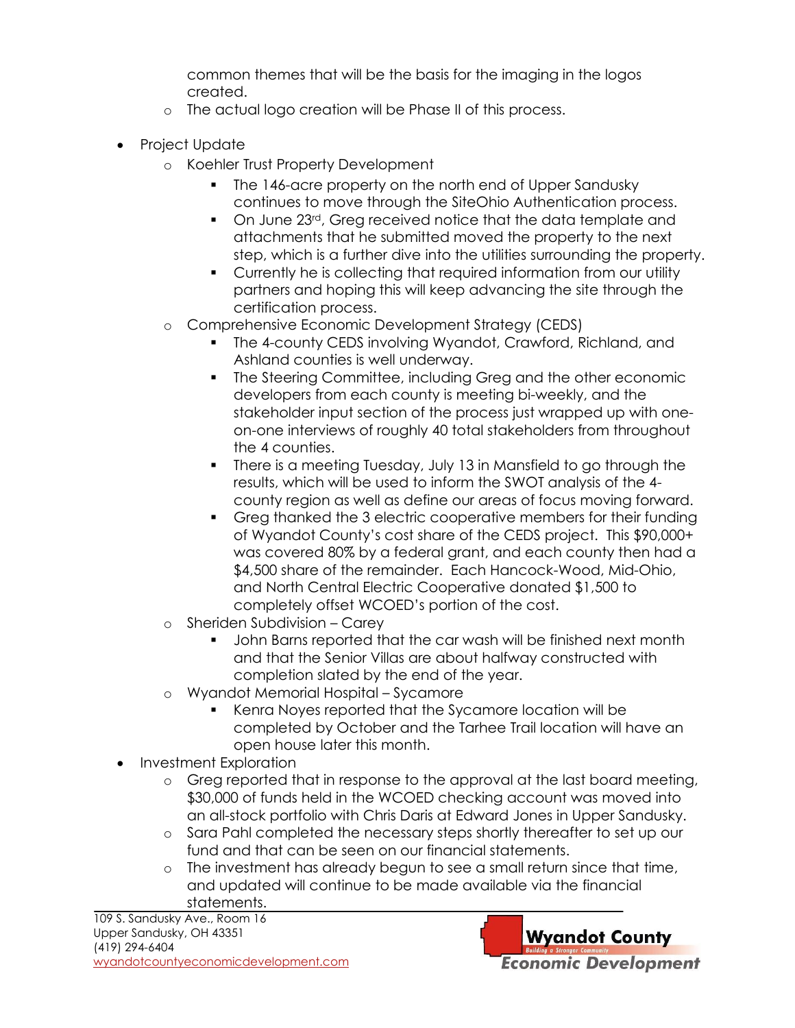- common themes that will be the basis for the imaging in the logos created.
    - The actual logo creation will be Phase II of this process.

- Project Update
    - Koehler Trust Property Development
        - The 146-acre property on the north end of Upper Sandusky continues to move through the SiteOhio Authentication process.
        - On June 23rd, Greg received notice that the data template and attachments that he submitted moved the property to the next step, which is a further dive into the utilities surrounding the property.
        - Currently he is collecting that required information from our utility partners and hoping this will keep advancing the site through the certification process.
    - Comprehensive Economic Development Strategy (CEDS)
        - The 4-county CEDS involving Wyandot, Crawford, Richland, and Ashland counties is well underway.
        - The Steering Committee, including Greg and the other economic developers from each county is meeting bi-weekly, and the stakeholder input section of the process just wrapped up with one-on-one interviews of roughly 40 total stakeholders from throughout the 4 counties.
        - There is a meeting Tuesday, July 13 in Mansfield to go through the results, which will be used to inform the SWOT analysis of the 4-county region as well as define our areas of focus moving forward.
        - Greg thanked the 3 electric cooperative members for their funding of Wyandot County's cost share of the CEDS project. This $90,000+ was covered 80% by a federal grant, and each county then had a $4,500 share of the remainder. Each Hancock-Wood, Mid-Ohio, and North Central Electric Cooperative donated $1,500 to completely offset WCOED's portion of the cost.
    - Sheriden Subdivision – Carey
        - John Barns reported that the car wash will be finished next month and that the Senior Villas are about halfway constructed with completion slated by the end of the year.
    - Wyandot Memorial Hospital – Sycamore
        - Kenra Noyes reported that the Sycamore location will be completed by October and the Tarhee Trail location will have an open house later this month.
- Investment Exploration
    - Greg reported that in response to the approval at the last board meeting, $30,000 of funds held in the WCOED checking account was moved into an all-stock portfolio with Chris Daris at Edward Jones in Upper Sandusky.
    - Sara Pahl completed the necessary steps shortly thereafter to set up our fund and that can be seen on our financial statements.
    - The investment has already begun to see a small return since that time, and updated will continue to be made available via the financial statements.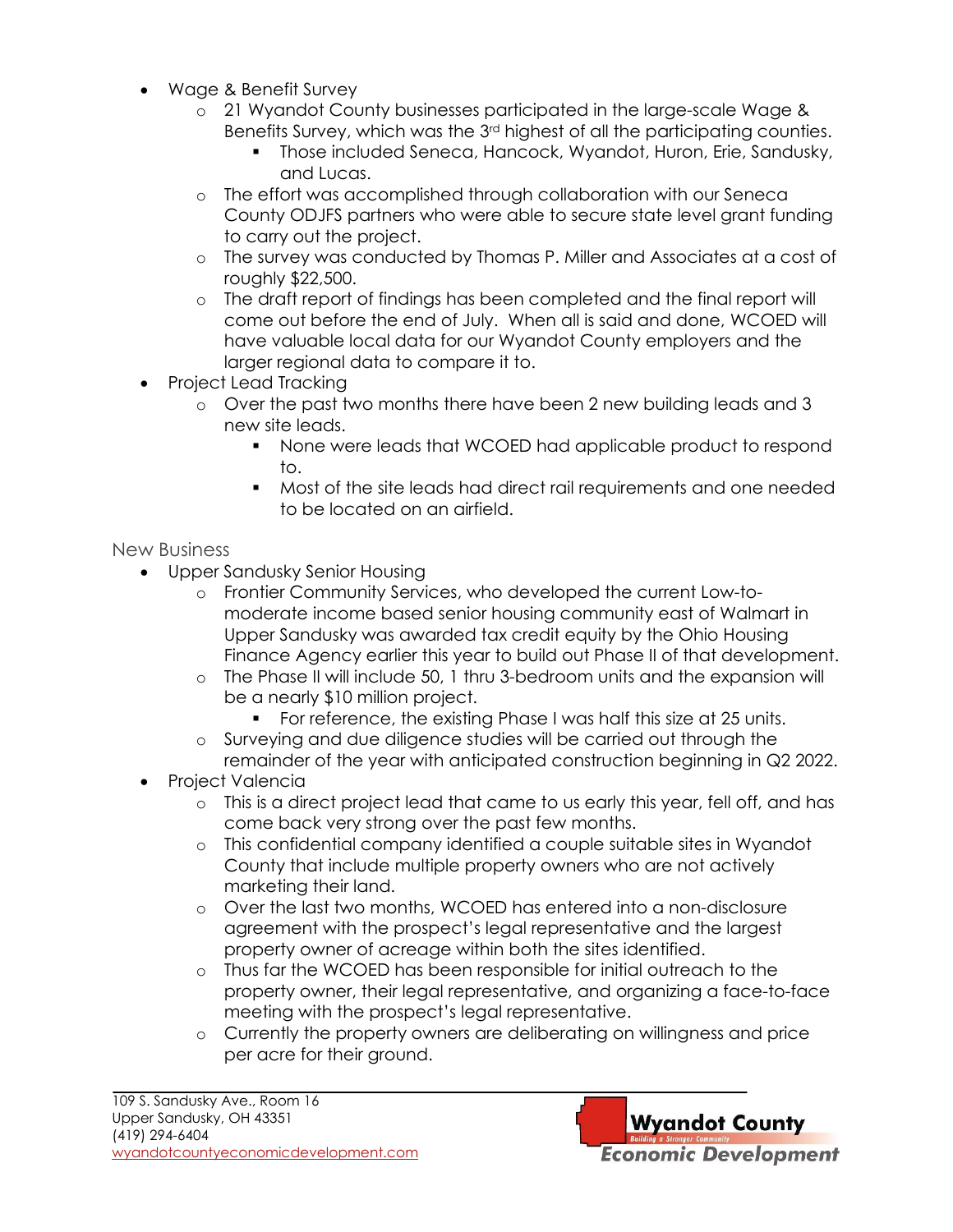- Wage & Benefit Survey
  - 21 Wyandot County businesses participated in the large-scale Wage & Benefits Survey, which was the 3rd highest of all the participating counties.
    - Those included Seneca, Hancock, Wyandot, Huron, Erie, Sandusky, and Lucas.
  - The effort was accomplished through collaboration with our Seneca County ODJFS partners who were able to secure state level grant funding to carry out the project.
  - The survey was conducted by Thomas P. Miller and Associates at a cost of roughly $22,500.
  - The draft report of findings has been completed and the final report will come out before the end of July. When all is said and done, WCOED will have valuable local data for our Wyandot County employers and the larger regional data to compare it to.
- Project Lead Tracking
  - Over the past two months there have been 2 new building leads and 3 new site leads.
    - None were leads that WCOED had applicable product to respond to.
    - Most of the site leads had direct rail requirements and one needed to be located on an airfield.

## New Business

- Upper Sandusky Senior Housing
  - Frontier Community Services, who developed the current Low-to-moderate income based senior housing community east of Walmart in Upper Sandusky was awarded tax credit equity by the Ohio Housing Finance Agency earlier this year to build out Phase II of that development.
  - The Phase II will include 50, 1 thru 3-bedroom units and the expansion will be a nearly $10 million project.
    - For reference, the existing Phase I was half this size at 25 units.
  - Surveying and due diligence studies will be carried out through the remainder of the year with anticipated construction beginning in Q2 2022.
- Project Valencia
  - This is a direct project lead that came to us early this year, fell off, and has come back very strong over the past few months.
  - This confidential company identified a couple suitable sites in Wyandot County that include multiple property owners who are not actively marketing their land.
  - Over the last two months, WCOED has entered into a non-disclosure agreement with the prospect's legal representative and the largest property owner of acreage within both the sites identified.
  - Thus far the WCOED has been responsible for initial outreach to the property owner, their legal representative, and organizing a face-to-face meeting with the prospect's legal representative.
  - Currently the property owners are deliberating on willingness and price per acre for their ground.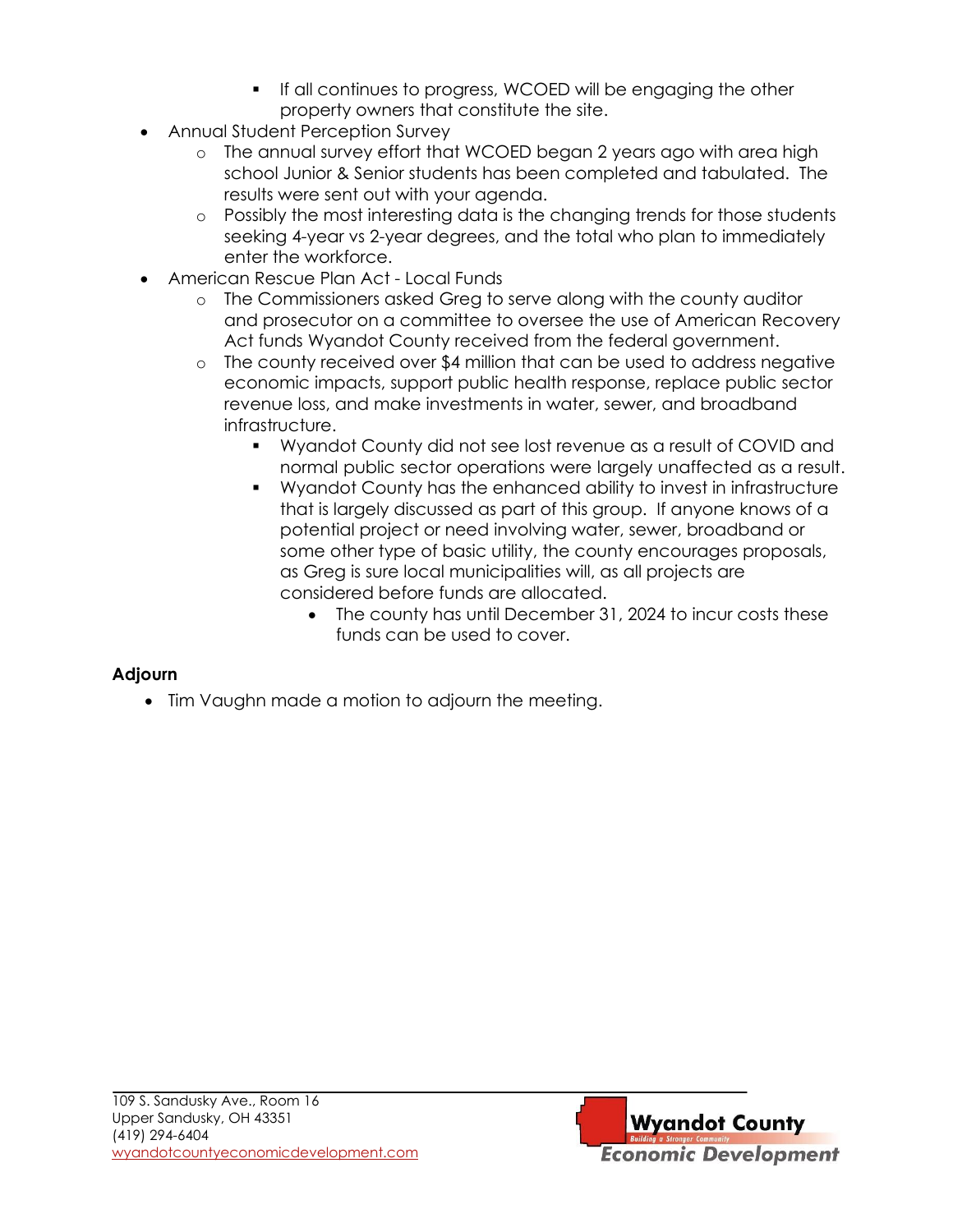- If all continues to progress, WCOED will be engaging the other property owners that constitute the site.
- Annual Student Perception Survey
    - The annual survey effort that WCOED began 2 years ago with area high school Junior & Senior students has been completed and tabulated. The results were sent out with your agenda.
    - Possibly the most interesting data is the changing trends for those students seeking 4-year vs 2-year degrees, and the total who plan to immediately enter the workforce.
- American Rescue Plan Act - Local Funds
    - The Commissioners asked Greg to serve along with the county auditor and prosecutor on a committee to oversee the use of American Recovery Act funds Wyandot County received from the federal government.
    - The county received over $4 million that can be used to address negative economic impacts, support public health response, replace public sector revenue loss, and make investments in water, sewer, and broadband infrastructure.
        - Wyandot County did not see lost revenue as a result of COVID and normal public sector operations were largely unaffected as a result.
        - Wyandot County has the enhanced ability to invest in infrastructure that is largely discussed as part of this group. If anyone knows of a potential project or need involving water, sewer, broadband or some other type of basic utility, the county encourages proposals, as Greg is sure local municipalities will, as all projects are considered before funds are allocated.
            - The county has until December 31, 2024 to incur costs these funds can be used to cover.

**Adjourn**

- Tim Vaughn made a motion to adjourn the meeting.